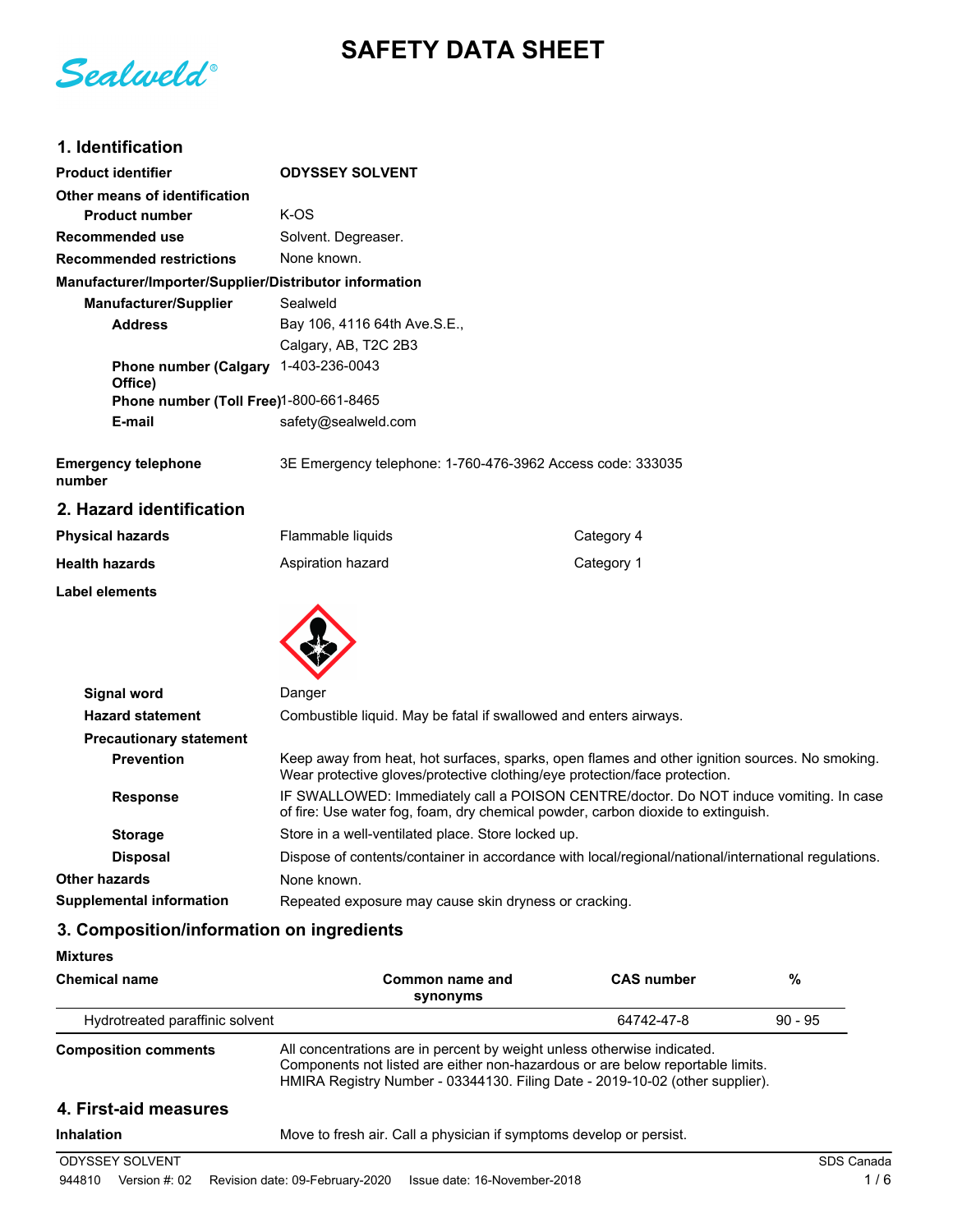# SAFETY DATA SHEET

Sealweld®

## 1. Identification

| | |
|---|---|
| **Product identifier** | **ODYSSEY SOLVENT** |
| **Other means of identification** | |
| **Product number** | K-OS |
| **Recommended use** | Solvent. Degreaser. |
| **Recommended restrictions** | None known. |

**Manufacturer/Importer/Supplier/Distributor information**

| | |
|---|---|
| **Manufacturer/Supplier** | Sealweld |
| **Address** | Bay 106, 4116 64th Ave.S.E., |
| | Calgary, AB, T2C 2B3 |
| **Phone number (Calgary Office)** | 1-403-236-0043 |
| **Phone number (Toll Free)** | 1-800-661-8465 |
| **E-mail** | safety@sealweld.com |

**Emergency telephone number** 3E Emergency telephone: 1-760-476-3962 Access code: 333035

## 2. Hazard identification

| | | |
|---|---|---|
| **Physical hazards** | Flammable liquids | Category 4 |
| **Health hazards** | Aspiration hazard | Category 1 |

**Label elements**

| | |
|---|---|
| **Signal word** | Danger |
| **Hazard statement** | Combustible liquid. May be fatal if swallowed and enters airways. |
| **Precautionary statement** | |
| **Prevention** | Keep away from heat, hot surfaces, sparks, open flames and other ignition sources. No smoking. Wear protective gloves/protective clothing/eye protection/face protection. |
| **Response** | IF SWALLOWED: Immediately call a POISON CENTRE/doctor. Do NOT induce vomiting. In case of fire: Use water fog, foam, dry chemical powder, carbon dioxide to extinguish. |
| **Storage** | Store in a well-ventilated place. Store locked up. |
| **Disposal** | Dispose of contents/container in accordance with local/regional/national/international regulations. |
| **Other hazards** | None known. |
| **Supplemental information** | Repeated exposure may cause skin dryness or cracking. |

## 3. Composition/information on ingredients

**Mixtures**

| Chemical name | Common name and synonyms | CAS number | % |
|---|---|---|---|
| Hydrotreated paraffinic solvent | | 64742-47-8 | 90 - 95 |

**Composition comments** All concentrations are in percent by weight unless otherwise indicated. Components not listed are either non-hazardous or are below reportable limits. HMIRA Registry Number - 03344130. Filing Date - 2019-10-02 (other supplier).

## 4. First-aid measures

**Inhalation** Move to fresh air. Call a physician if symptoms develop or persist.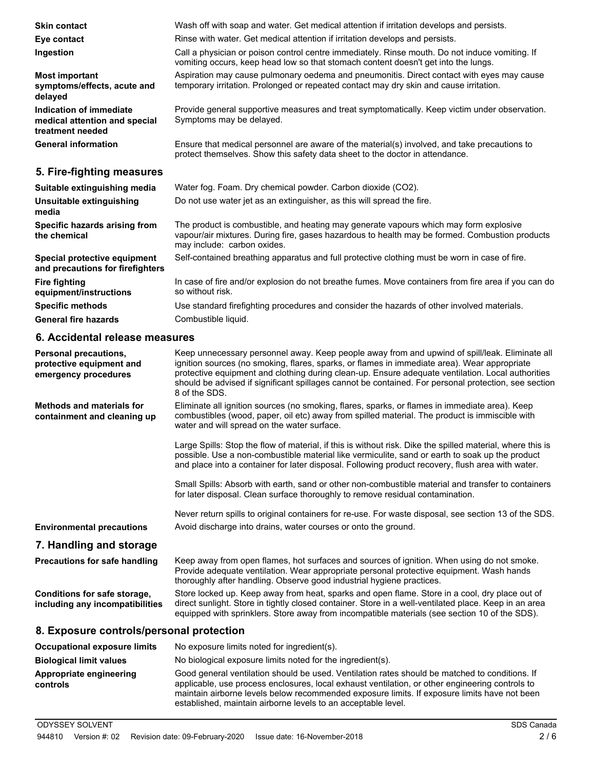**Skin contact**
Wash off with soap and water. Get medical attention if irritation develops and persists.

**Eye contact**
Rinse with water. Get medical attention if irritation develops and persists.

**Ingestion**
Call a physician or poison control centre immediately. Rinse mouth. Do not induce vomiting. If vomiting occurs, keep head low so that stomach content doesn't get into the lungs.

**Most important symptoms/effects, acute and delayed**
Aspiration may cause pulmonary oedema and pneumonitis. Direct contact with eyes may cause temporary irritation. Prolonged or repeated contact may dry skin and cause irritation.

**Indication of immediate medical attention and special treatment needed**
Provide general supportive measures and treat symptomatically. Keep victim under observation. Symptoms may be delayed.

**General information**
Ensure that medical personnel are aware of the material(s) involved, and take precautions to protect themselves. Show this safety data sheet to the doctor in attendance.

## 5. Fire-fighting measures

**Suitable extinguishing media**
Water fog. Foam. Dry chemical powder. Carbon dioxide ($CO_2$).

**Unsuitable extinguishing media**
Do not use water jet as an extinguisher, as this will spread the fire.

**Specific hazards arising from the chemical**
The product is combustible, and heating may generate vapours which may form explosive vapour/air mixtures. During fire, gases hazardous to health may be formed. Combustion products may include: carbon oxides.

**Special protective equipment and precautions for firefighters**
Self-contained breathing apparatus and full protective clothing must be worn in case of fire.

**Fire fighting equipment/instructions**
In case of fire and/or explosion do not breathe fumes. Move containers from fire area if you can do so without risk.

**Specific methods**
Use standard firefighting procedures and consider the hazards of other involved materials.

**General fire hazards**
Combustible liquid.

## 6. Accidental release measures

**Personal precautions, protective equipment and emergency procedures**
Keep unnecessary personnel away. Keep people away from and upwind of spill/leak. Eliminate all ignition sources (no smoking, flares, sparks, or flames in immediate area). Wear appropriate protective equipment and clothing during clean-up. Ensure adequate ventilation. Local authorities should be advised if significant spillages cannot be contained. For personal protection, see section 8 of the SDS.

**Methods and materials for containment and cleaning up**
Eliminate all ignition sources (no smoking, flares, sparks, or flames in immediate area). Keep combustibles (wood, paper, oil etc) away from spilled material. The product is immiscible with water and will spread on the water surface.

Large Spills: Stop the flow of material, if this is without risk. Dike the spilled material, where this is possible. Use a non-combustible material like vermiculite, sand or earth to soak up the product and place into a container for later disposal. Following product recovery, flush area with water.

Small Spills: Absorb with earth, sand or other non-combustible material and transfer to containers for later disposal. Clean surface thoroughly to remove residual contamination.

Never return spills to original containers for re-use. For waste disposal, see section 13 of the SDS.

**Environmental precautions**
Avoid discharge into drains, water courses or onto the ground.

## 7. Handling and storage

**Precautions for safe handling**
Keep away from open flames, hot surfaces and sources of ignition. When using do not smoke. Provide adequate ventilation. Wear appropriate personal protective equipment. Wash hands thoroughly after handling. Observe good industrial hygiene practices.

**Conditions for safe storage, including any incompatibilities**
Store locked up. Keep away from heat, sparks and open flame. Store in a cool, dry place out of direct sunlight. Store in tightly closed container. Store in a well-ventilated place. Keep in an area equipped with sprinklers. Store away from incompatible materials (see section 10 of the SDS).

## 8. Exposure controls/personal protection

**Occupational exposure limits**
No exposure limits noted for ingredient(s).

**Biological limit values**
No biological exposure limits noted for the ingredient(s).

**Appropriate engineering controls**
Good general ventilation should be used. Ventilation rates should be matched to conditions. If applicable, use process enclosures, local exhaust ventilation, or other engineering controls to maintain airborne levels below recommended exposure limits. If exposure limits have not been established, maintain airborne levels to an acceptable level.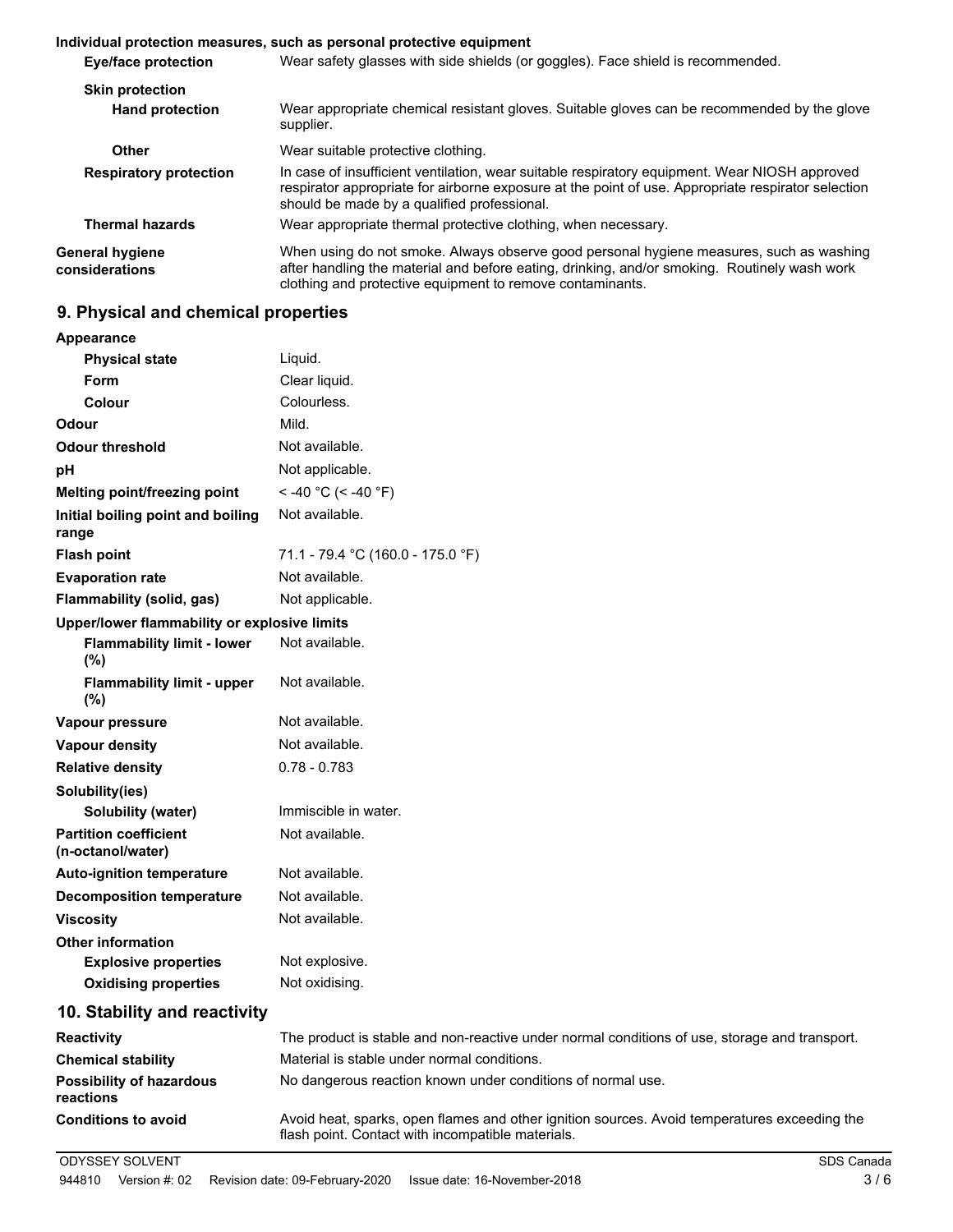**Individual protection measures, such as personal protective equipment**

| | |
|---|---|
| **Eye/face protection** | Wear safety glasses with side shields (or goggles). Face shield is recommended. |
| **Skin protection** | |
| **Hand protection** | Wear appropriate chemical resistant gloves. Suitable gloves can be recommended by the glove supplier. |
| **Other** | Wear suitable protective clothing. |
| **Respiratory protection** | In case of insufficient ventilation, wear suitable respiratory equipment. Wear NIOSH approved respirator appropriate for airborne exposure at the point of use. Appropriate respirator selection should be made by a qualified professional. |
| **Thermal hazards** | Wear appropriate thermal protective clothing, when necessary. |
| **General hygiene considerations** | When using do not smoke. Always observe good personal hygiene measures, such as washing after handling the material and before eating, drinking, and/or smoking. Routinely wash work clothing and protective equipment to remove contaminants. |

## 9. Physical and chemical properties

| | |
|---|---|
| **Appearance** | |
| **Physical state** | Liquid. |
| **Form** | Clear liquid. |
| **Colour** | Colourless. |
| **Odour** | Mild. |
| **Odour threshold** | Not available. |
| **pH** | Not applicable. |
| **Melting point/freezing point** | < -40 °C (< -40 °F) |
| **Initial boiling point and boiling range** | Not available. |
| **Flash point** | 71.1 - 79.4 °C (160.0 - 175.0 °F) |
| **Evaporation rate** | Not available. |
| **Flammability (solid, gas)** | Not applicable. |
| **Upper/lower flammability or explosive limits** | |
| **Flammability limit - lower (%)** | Not available. |
| **Flammability limit - upper (%)** | Not available. |
| **Vapour pressure** | Not available. |
| **Vapour density** | Not available. |
| **Relative density** | 0.78 - 0.783 |
| **Solubility(ies)** | |
| **Solubility (water)** | Immiscible in water. |
| **Partition coefficient (n-octanol/water)** | Not available. |
| **Auto-ignition temperature** | Not available. |
| **Decomposition temperature** | Not available. |
| **Viscosity** | Not available. |
| **Other information** | |
| **Explosive properties** | Not explosive. |
| **Oxidising properties** | Not oxidising. |

## 10. Stability and reactivity

| | |
|---|---|
| **Reactivity** | The product is stable and non-reactive under normal conditions of use, storage and transport. |
| **Chemical stability** | Material is stable under normal conditions. |
| **Possibility of hazardous reactions** | No dangerous reaction known under conditions of normal use. |
| **Conditions to avoid** | Avoid heat, sparks, open flames and other ignition sources. Avoid temperatures exceeding the flash point. Contact with incompatible materials. |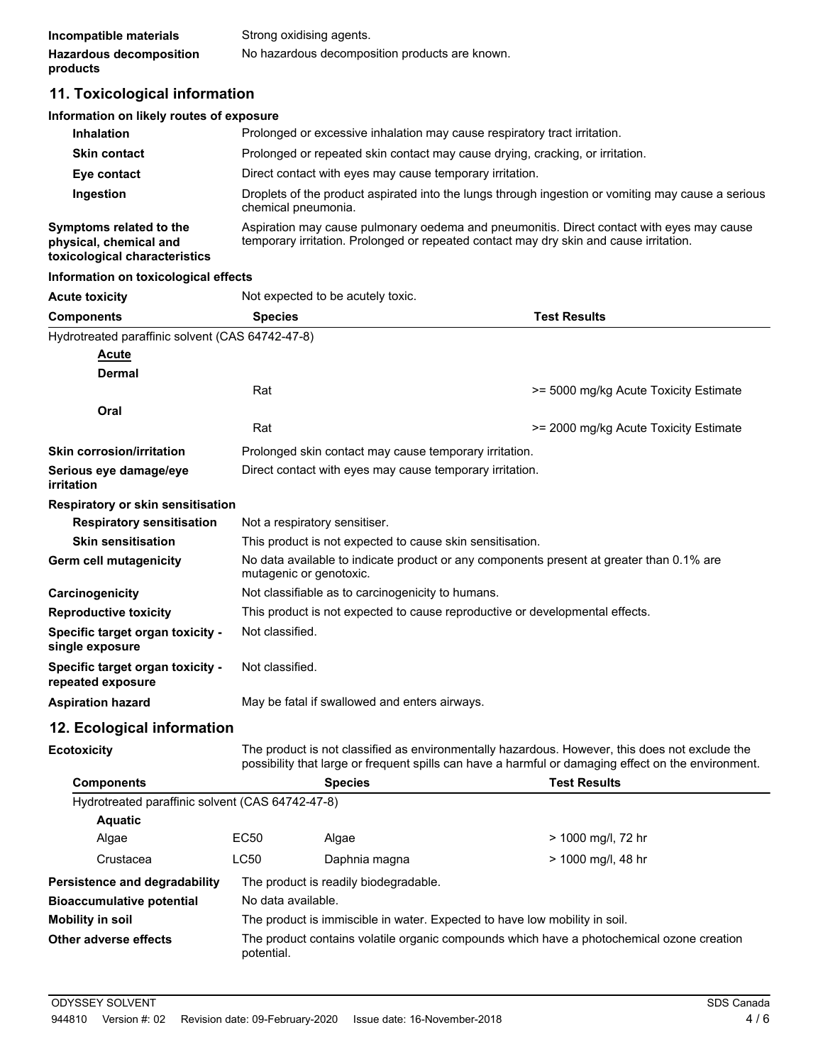| | |
|---|---|
| **Incompatible materials** | Strong oxidising agents. |
| **Hazardous decomposition products** | No hazardous decomposition products are known. |

## 11. Toxicological information

**Information on likely routes of exposure**

| | |
|---|---|
| **Inhalation** | Prolonged or excessive inhalation may cause respiratory tract irritation. |
| **Skin contact** | Prolonged or repeated skin contact may cause drying, cracking, or irritation. |
| **Eye contact** | Direct contact with eyes may cause temporary irritation. |
| **Ingestion** | Droplets of the product aspirated into the lungs through ingestion or vomiting may cause a serious chemical pneumonia. |
| **Symptoms related to the physical, chemical and toxicological characteristics** | Aspiration may cause pulmonary oedema and pneumonitis. Direct contact with eyes may cause temporary irritation. Prolonged or repeated contact may dry skin and cause irritation. |

**Information on toxicological effects**

**Acute toxicity** Not expected to be acutely toxic.

| Components | Species | Test Results |
|---|---|---|
| Hydrotreated paraffinic solvent (CAS 64742-47-8) | | |
| **Acute** | | |
| **Dermal** | | |
| | Rat | >= 5000 mg/kg Acute Toxicity Estimate |
| **Oral** | | |
| | Rat | >= 2000 mg/kg Acute Toxicity Estimate |

| | |
|---|---|
| **Skin corrosion/irritation** | Prolonged skin contact may cause temporary irritation. |
| **Serious eye damage/eye irritation** | Direct contact with eyes may cause temporary irritation. |
| **Respiratory or skin sensitisation** | |
| **Respiratory sensitisation** | Not a respiratory sensitiser. |
| **Skin sensitisation** | This product is not expected to cause skin sensitisation. |
| **Germ cell mutagenicity** | No data available to indicate product or any components present at greater than 0.1% are mutagenic or genotoxic. |
| **Carcinogenicity** | Not classifiable as to carcinogenicity to humans. |
| **Reproductive toxicity** | This product is not expected to cause reproductive or developmental effects. |
| **Specific target organ toxicity - single exposure** | Not classified. |
| **Specific target organ toxicity - repeated exposure** | Not classified. |
| **Aspiration hazard** | May be fatal if swallowed and enters airways. |

## 12. Ecological information

**Ecotoxicity** The product is not classified as environmentally hazardous. However, this does not exclude the possibility that large or frequent spills can have a harmful or damaging effect on the environment.

| Components | | Species | Test Results |
|---|---|---|---|
| Hydrotreated paraffinic solvent (CAS 64742-47-8) | | | |
| **Aquatic** | | | |
| Algae | EC50 | Algae | > 1000 mg/l, 72 hr |
| Crustacea | LC50 | Daphnia magna | > 1000 mg/l, 48 hr |

| | |
|---|---|
| **Persistence and degradability** | The product is readily biodegradable. |
| **Bioaccumulative potential** | No data available. |
| **Mobility in soil** | The product is immiscible in water. Expected to have low mobility in soil. |
| **Other adverse effects** | The product contains volatile organic compounds which have a photochemical ozone creation potential. |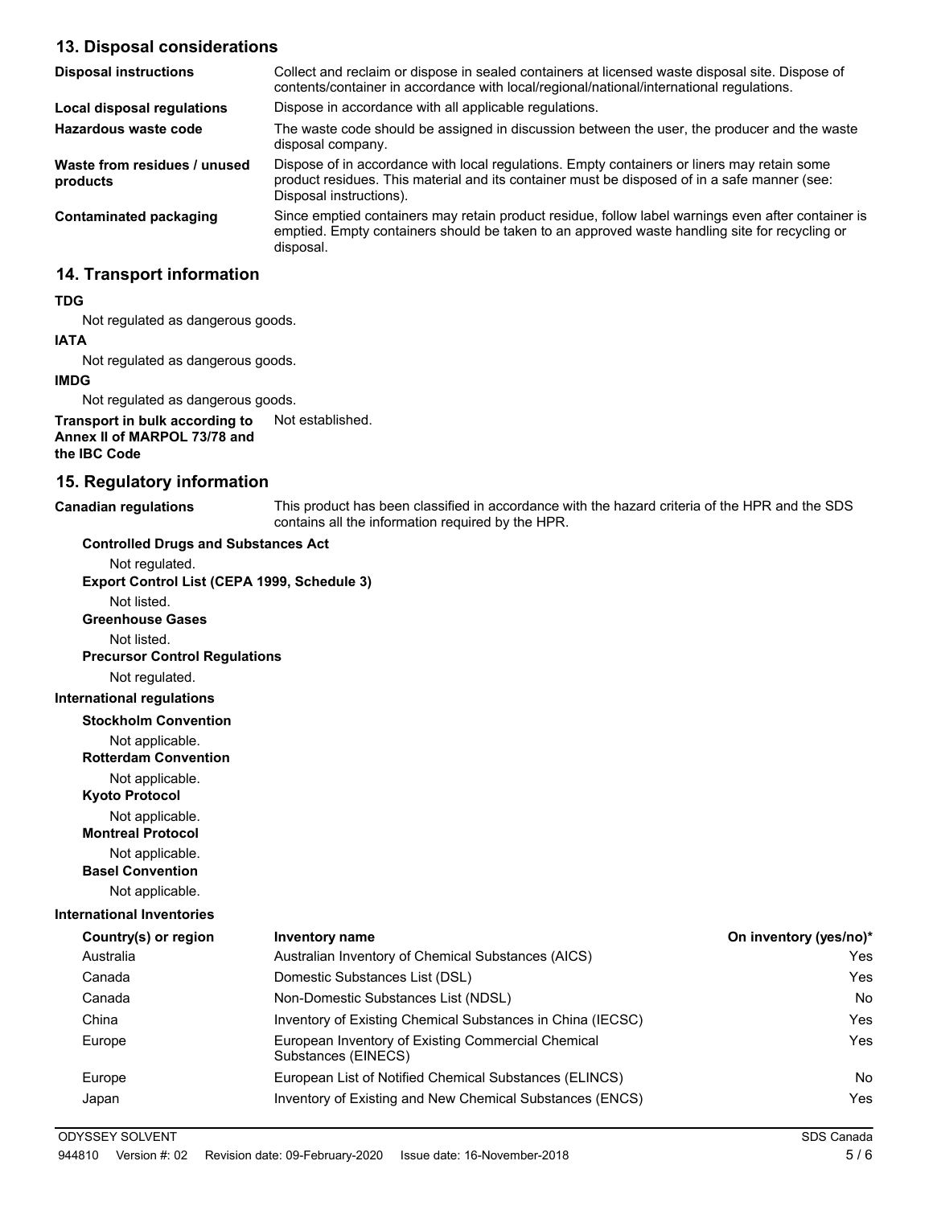## 13. Disposal considerations

| | |
|---|---|
| **Disposal instructions** | Collect and reclaim or dispose in sealed containers at licensed waste disposal site. Dispose of contents/container in accordance with local/regional/national/international regulations. |
| **Local disposal regulations** | Dispose in accordance with all applicable regulations. |
| **Hazardous waste code** | The waste code should be assigned in discussion between the user, the producer and the waste disposal company. |
| **Waste from residues / unused products** | Dispose of in accordance with local regulations. Empty containers or liners may retain some product residues. This material and its container must be disposed of in a safe manner (see: Disposal instructions). |
| **Contaminated packaging** | Since emptied containers may retain product residue, follow label warnings even after container is emptied. Empty containers should be taken to an approved waste handling site for recycling or disposal. |

## 14. Transport information

**TDG**

Not regulated as dangerous goods.

**IATA**

Not regulated as dangerous goods.

**IMDG**

Not regulated as dangerous goods.

**Transport in bulk according to Annex II of MARPOL 73/78 and the IBC Code** Not established.

## 15. Regulatory information

**Canadian regulations** This product has been classified in accordance with the hazard criteria of the HPR and the SDS contains all the information required by the HPR.

**Controlled Drugs and Substances Act**

Not regulated.

**Export Control List (CEPA 1999, Schedule 3)**

Not listed.

**Greenhouse Gases**

Not listed.

**Precursor Control Regulations**

Not regulated.

**International regulations**

**Stockholm Convention**

Not applicable.

**Rotterdam Convention**

Not applicable.

**Kyoto Protocol**

Not applicable.

**Montreal Protocol**

Not applicable.

**Basel Convention**

Not applicable.

**International Inventories**

| Country(s) or region | Inventory name | On inventory (yes/no)* |
|---|---|---|
| Australia | Australian Inventory of Chemical Substances (AICS) | Yes |
| Canada | Domestic Substances List (DSL) | Yes |
| Canada | Non-Domestic Substances List (NDSL) | No |
| China | Inventory of Existing Chemical Substances in China (IECSC) | Yes |
| Europe | European Inventory of Existing Commercial Chemical Substances (EINECS) | Yes |
| Europe | European List of Notified Chemical Substances (ELINCS) | No |
| Japan | Inventory of Existing and New Chemical Substances (ENCS) | Yes |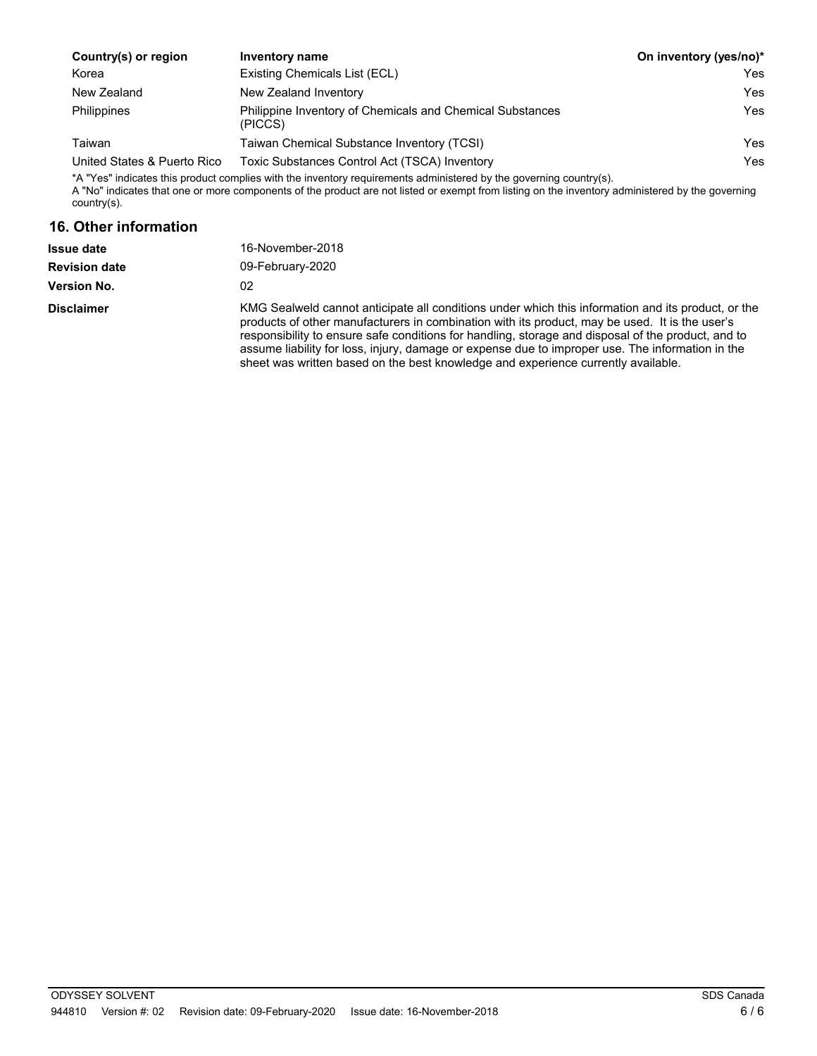| Country(s) or region | Inventory name | On inventory (yes/no)* |
| --- | --- | --- |
| Korea | Existing Chemicals List (ECL) | Yes |
| New Zealand | New Zealand Inventory | Yes |
| Philippines | Philippine Inventory of Chemicals and Chemical Substances (PICCS) | Yes |
| Taiwan | Taiwan Chemical Substance Inventory (TCSI) | Yes |
| United States & Puerto Rico | Toxic Substances Control Act (TSCA) Inventory | Yes |

*A "Yes" indicates this product complies with the inventory requirements administered by the governing country(s).
A "No" indicates that one or more components of the product are not listed or exempt from listing on the inventory administered by the governing country(s).

## 16. Other information

**Issue date** 16-November-2018

**Revision date** 09-February-2020

**Version No.** 02

**Disclaimer** KMG Sealweld cannot anticipate all conditions under which this information and its product, or the products of other manufacturers in combination with its product, may be used. It is the user's responsibility to ensure safe conditions for handling, storage and disposal of the product, and to assume liability for loss, injury, damage or expense due to improper use. The information in the sheet was written based on the best knowledge and experience currently available.